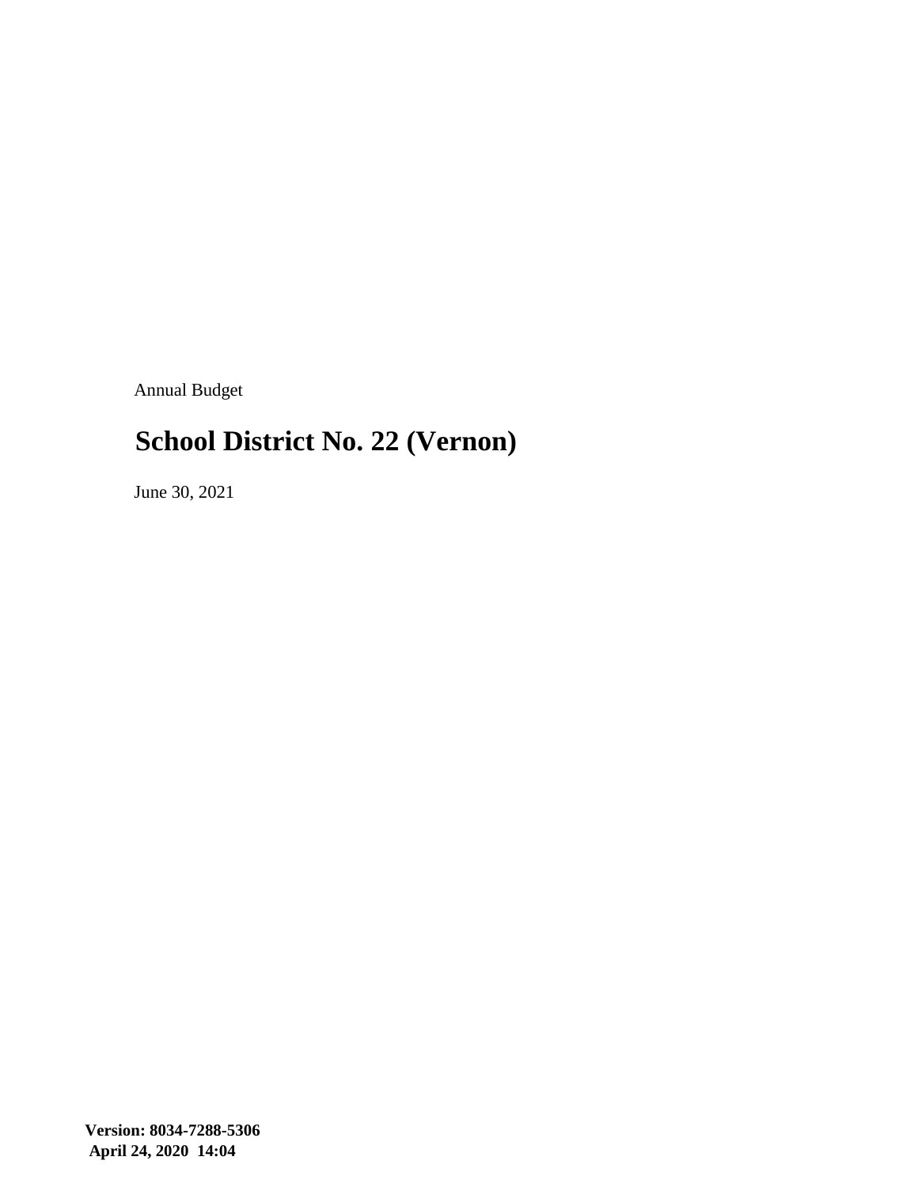Annual Budget

# School District No. 22 (Vernon)

June 30, 2021

**Version: 8034-7288-5306**
**April 24, 2020 14:04**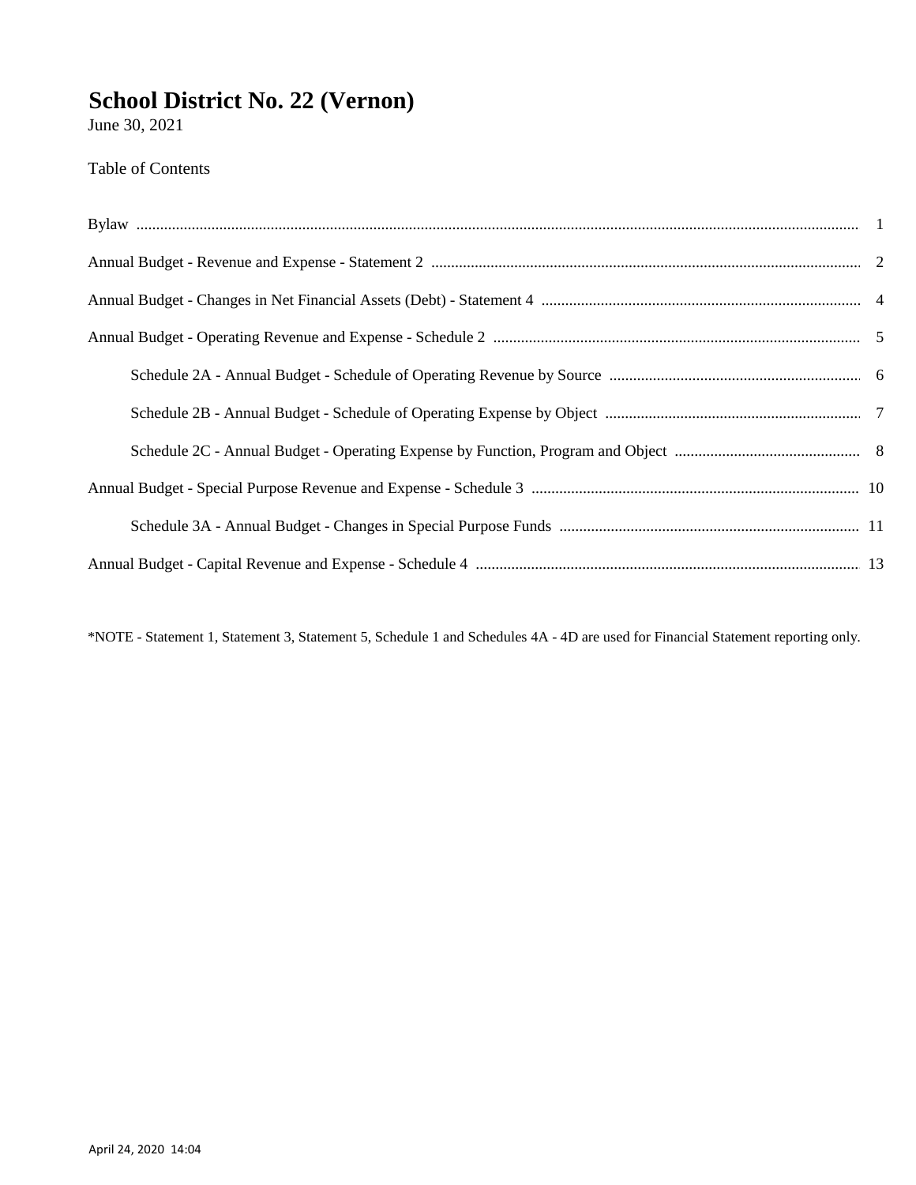# School District No. 22 (Vernon)

June 30, 2021

Table of Contents

| | |
|---|---|
| Bylaw | 1 |
| Annual Budget - Revenue and Expense - Statement 2 | 2 |
| Annual Budget - Changes in Net Financial Assets (Debt) - Statement 4 | 4 |
| Annual Budget - Operating Revenue and Expense - Schedule 2 | 5 |
| Schedule 2A - Annual Budget - Schedule of Operating Revenue by Source | 6 |
| Schedule 2B - Annual Budget - Schedule of Operating Expense by Object | 7 |
| Schedule 2C - Annual Budget - Operating Expense by Function, Program and Object | 8 |
| Annual Budget - Special Purpose Revenue and Expense - Schedule 3 | 10 |
| Schedule 3A - Annual Budget - Changes in Special Purpose Funds | 11 |
| Annual Budget - Capital Revenue and Expense - Schedule 4 | 13 |

*NOTE - Statement 1, Statement 3, Statement 5, Schedule 1 and Schedules 4A - 4D are used for Financial Statement reporting only.

April 24, 2020 14:04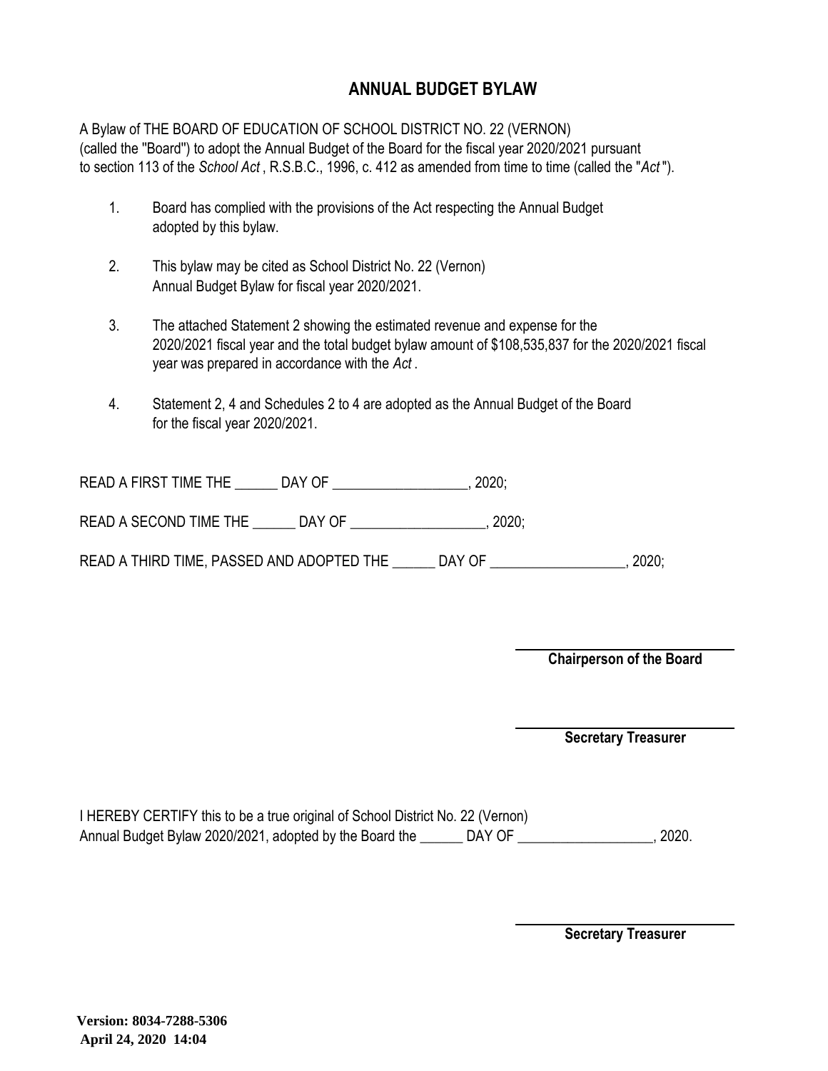# ANNUAL BUDGET BYLAW

A Bylaw of THE BOARD OF EDUCATION OF SCHOOL DISTRICT NO. 22 (VERNON) (called the "Board") to adopt the Annual Budget of the Board for the fiscal year 2020/2021 pursuant to section 113 of the *School Act* , R.S.B.C., 1996, c. 412 as amended from time to time (called the "*Act* ").

1. Board has complied with the provisions of the Act respecting the Annual Budget adopted by this bylaw.

2. This bylaw may be cited as School District No. 22 (Vernon) Annual Budget Bylaw for fiscal year 2020/2021.

3. The attached Statement 2 showing the estimated revenue and expense for the 2020/2021 fiscal year and the total budget bylaw amount of $108,535,837 for the 2020/2021 fiscal year was prepared in accordance with the *Act* .

4. Statement 2, 4 and Schedules 2 to 4 are adopted as the Annual Budget of the Board for the fiscal year 2020/2021.

READ A FIRST TIME THE ______ DAY OF ___________________, 2020;

READ A SECOND TIME THE ______ DAY OF ___________________, 2020;

READ A THIRD TIME, PASSED AND ADOPTED THE ______ DAY OF ___________________, 2020;

______________________________
**Chairperson of the Board**

______________________________
**Secretary Treasurer**

I HEREBY CERTIFY this to be a true original of School District No. 22 (Vernon) Annual Budget Bylaw 2020/2021, adopted by the Board the ______ DAY OF ___________________, 2020.

______________________________
**Secretary Treasurer**

**Version: 8034-7288-5306**
**April 24, 2020 14:04**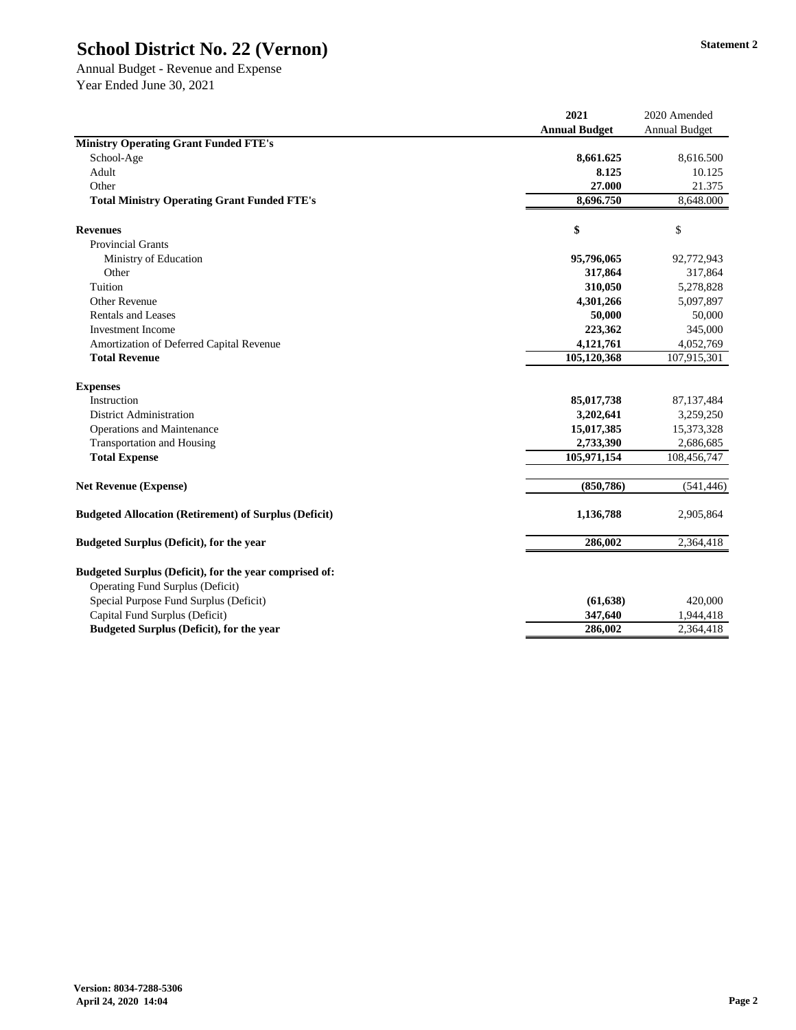# School District No. 22 (Vernon)

**Statement 2**

Annual Budget - Revenue and Expense
Year Ended June 30, 2021

| | 2021 Annual Budget | 2020 Amended Annual Budget |
|---|---|---|
| **Ministry Operating Grant Funded FTE's** | | |
| School-Age | **8,661.625** | 8,616.500 |
| Adult | **8.125** | 10.125 |
| Other | **27.000** | 21.375 |
| **Total Ministry Operating Grant Funded FTE's** | **8,696.750** | 8,648.000 |
| | | |
| **Revenues** | **$** | $ |
| Provincial Grants | | |
| Ministry of Education | **95,796,065** | 92,772,943 |
| Other | **317,864** | 317,864 |
| Tuition | **310,050** | 5,278,828 |
| Other Revenue | **4,301,266** | 5,097,897 |
| Rentals and Leases | **50,000** | 50,000 |
| Investment Income | **223,362** | 345,000 |
| Amortization of Deferred Capital Revenue | **4,121,761** | 4,052,769 |
| **Total Revenue** | **105,120,368** | 107,915,301 |
| | | |
| **Expenses** | | |
| Instruction | **85,017,738** | 87,137,484 |
| District Administration | **3,202,641** | 3,259,250 |
| Operations and Maintenance | **15,017,385** | 15,373,328 |
| Transportation and Housing | **2,733,390** | 2,686,685 |
| **Total Expense** | **105,971,154** | 108,456,747 |
| | | |
| **Net Revenue (Expense)** | **(850,786)** | (541,446) |
| | | |
| **Budgeted Allocation (Retirement) of Surplus (Deficit)** | **1,136,788** | 2,905,864 |
| | | |
| **Budgeted Surplus (Deficit), for the year** | **286,002** | 2,364,418 |
| | | |
| **Budgeted Surplus (Deficit), for the year comprised of:** | | |
| Operating Fund Surplus (Deficit) | | |
| Special Purpose Fund Surplus (Deficit) | **(61,638)** | 420,000 |
| Capital Fund Surplus (Deficit) | **347,640** | 1,944,418 |
| **Budgeted Surplus (Deficit), for the year** | **286,002** | 2,364,418 |

**Version: 8034-7288-5306**
**April 24, 2020 14:04**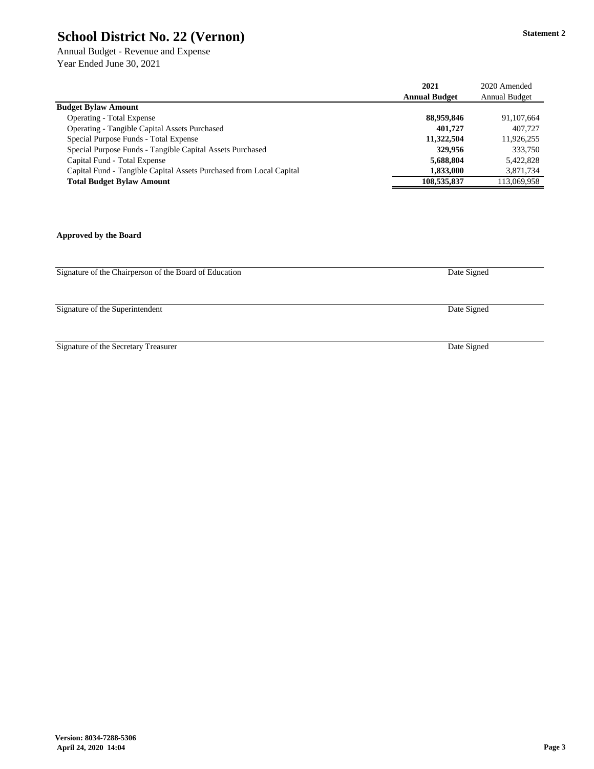# School District No. 22 (Vernon)

**Statement 2**

Annual Budget - Revenue and Expense
Year Ended June 30, 2021

| | 2021 Annual Budget | 2020 Amended Annual Budget |
|---|---|---|
| **Budget Bylaw Amount** | | |
| Operating - Total Expense | **88,959,846** | 91,107,664 |
| Operating - Tangible Capital Assets Purchased | **401,727** | 407,727 |
| Special Purpose Funds - Total Expense | **11,322,504** | 11,926,255 |
| Special Purpose Funds - Tangible Capital Assets Purchased | **329,956** | 333,750 |
| Capital Fund - Total Expense | **5,688,804** | 5,422,828 |
| Capital Fund - Tangible Capital Assets Purchased from Local Capital | **1,833,000** | 3,871,734 |
| **Total Budget Bylaw Amount** | **108,535,837** | 113,069,958 |

**Approved by the Board**

Signature of the Chairperson of the Board of Education — Date Signed

Signature of the Superintendent — Date Signed

Signature of the Secretary Treasurer — Date Signed

**Version: 8034-7288-5306**
**April 24, 2020 14:04**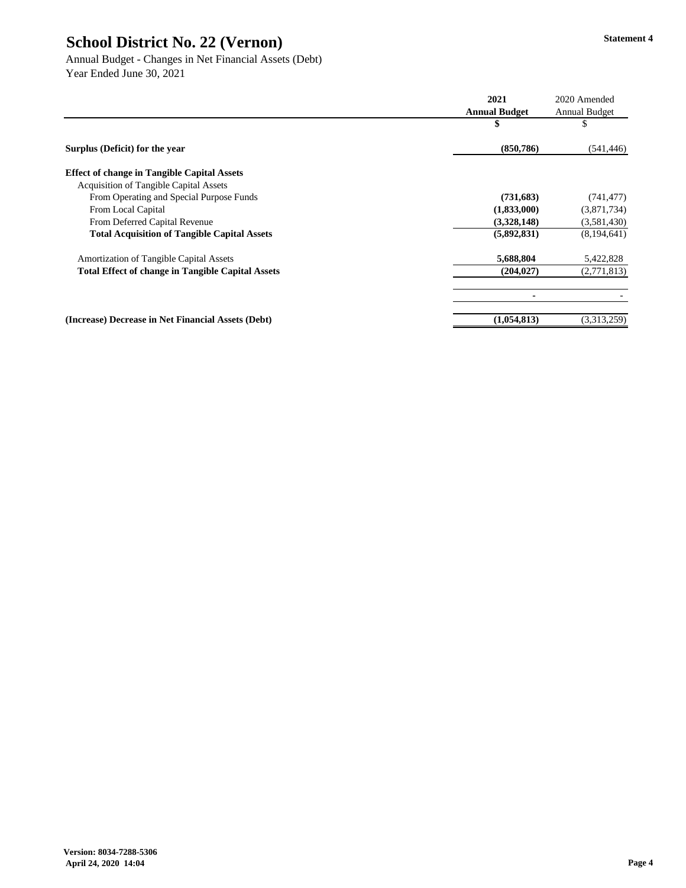# School District No. 22 (Vernon)

Statement 4

Annual Budget - Changes in Net Financial Assets (Debt)
Year Ended June 30, 2021

| | 2021 Annual Budget | 2020 Amended Annual Budget |
|---|---|---|
| | $ | $ |
| **Surplus (Deficit) for the year** | **(850,786)** | (541,446) |
| **Effect of change in Tangible Capital Assets** | | |
| Acquisition of Tangible Capital Assets | | |
| From Operating and Special Purpose Funds | **(731,683)** | (741,477) |
| From Local Capital | **(1,833,000)** | (3,871,734) |
| From Deferred Capital Revenue | **(3,328,148)** | (3,581,430) |
| **Total Acquisition of Tangible Capital Assets** | **(5,892,831)** | (8,194,641) |
| Amortization of Tangible Capital Assets | **5,688,804** | 5,422,828 |
| **Total Effect of change in Tangible Capital Assets** | **(204,027)** | (2,771,813) |
| | **-** | - |
| **(Increase) Decrease in Net Financial Assets (Debt)** | **(1,054,813)** | (3,313,259) |

**Version: 8034-7288-5306**
**April 24, 2020 14:04**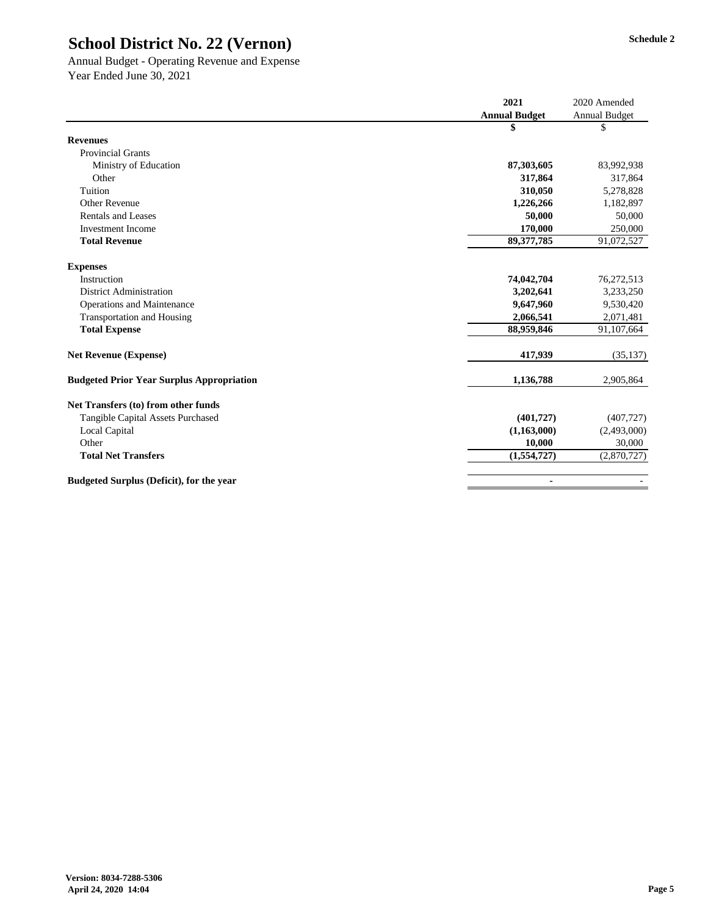# School District No. 22 (Vernon)

Schedule 2

Annual Budget - Operating Revenue and Expense
Year Ended June 30, 2021

| | 2021 Annual Budget | 2020 Amended Annual Budget |
|---|---|---|
| | $ | $ |
| **Revenues** | | |
| Provincial Grants | | |
| Ministry of Education | **87,303,605** | 83,992,938 |
| Other | **317,864** | 317,864 |
| Tuition | **310,050** | 5,278,828 |
| Other Revenue | **1,226,266** | 1,182,897 |
| Rentals and Leases | **50,000** | 50,000 |
| Investment Income | **170,000** | 250,000 |
| **Total Revenue** | **89,377,785** | 91,072,527 |
| **Expenses** | | |
| Instruction | **74,042,704** | 76,272,513 |
| District Administration | **3,202,641** | 3,233,250 |
| Operations and Maintenance | **9,647,960** | 9,530,420 |
| Transportation and Housing | **2,066,541** | 2,071,481 |
| **Total Expense** | **88,959,846** | 91,107,664 |
| **Net Revenue (Expense)** | **417,939** | (35,137) |
| **Budgeted Prior Year Surplus Appropriation** | **1,136,788** | 2,905,864 |
| **Net Transfers (to) from other funds** | | |
| Tangible Capital Assets Purchased | **(401,727)** | (407,727) |
| Local Capital | **(1,163,000)** | (2,493,000) |
| Other | **10,000** | 30,000 |
| **Total Net Transfers** | **(1,554,727)** | (2,870,727) |
| **Budgeted Surplus (Deficit), for the year** | **-** | - |

**Version: 8034-7288-5306**
**April 24, 2020 14:04**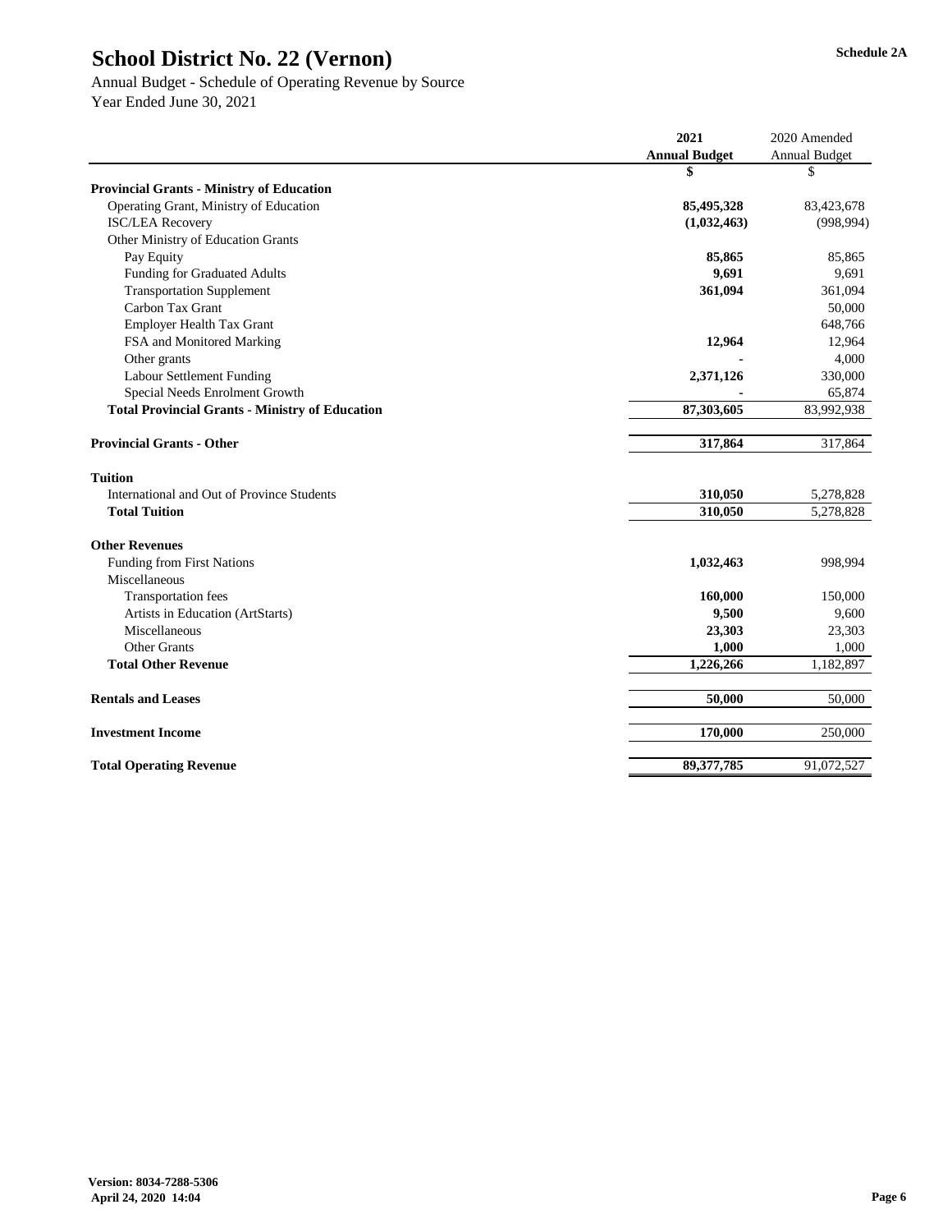# School District No. 22 (Vernon)

**Schedule 2A**

Annual Budget - Schedule of Operating Revenue by Source
Year Ended June 30, 2021

| | 2021 Annual Budget | 2020 Amended Annual Budget |
|---|---|---|
| | $ | $ |
| **Provincial Grants - Ministry of Education** | | |
| Operating Grant, Ministry of Education | **85,495,328** | 83,423,678 |
| ISC/LEA Recovery | **(1,032,463)** | (998,994) |
| Other Ministry of Education Grants | | |
| Pay Equity | **85,865** | 85,865 |
| Funding for Graduated Adults | **9,691** | 9,691 |
| Transportation Supplement | **361,094** | 361,094 |
| Carbon Tax Grant | | 50,000 |
| Employer Health Tax Grant | | 648,766 |
| FSA and Monitored Marking | **12,964** | 12,964 |
| Other grants | **-** | 4,000 |
| Labour Settlement Funding | **2,371,126** | 330,000 |
| Special Needs Enrolment Growth | **-** | 65,874 |
| **Total Provincial Grants - Ministry of Education** | **87,303,605** | 83,992,938 |
| | | |
| **Provincial Grants - Other** | **317,864** | 317,864 |
| | | |
| **Tuition** | | |
| International and Out of Province Students | **310,050** | 5,278,828 |
| **Total Tuition** | **310,050** | 5,278,828 |
| | | |
| **Other Revenues** | | |
| Funding from First Nations | **1,032,463** | 998,994 |
| Miscellaneous | | |
| Transportation fees | **160,000** | 150,000 |
| Artists in Education (ArtStarts) | **9,500** | 9,600 |
| Miscellaneous | **23,303** | 23,303 |
| Other Grants | **1,000** | 1,000 |
| **Total Other Revenue** | **1,226,266** | 1,182,897 |
| | | |
| **Rentals and Leases** | **50,000** | 50,000 |
| | | |
| **Investment Income** | **170,000** | 250,000 |
| | | |
| **Total Operating Revenue** | **89,377,785** | 91,072,527 |

**Version: 8034-7288-5306**
**April 24, 2020 14:04**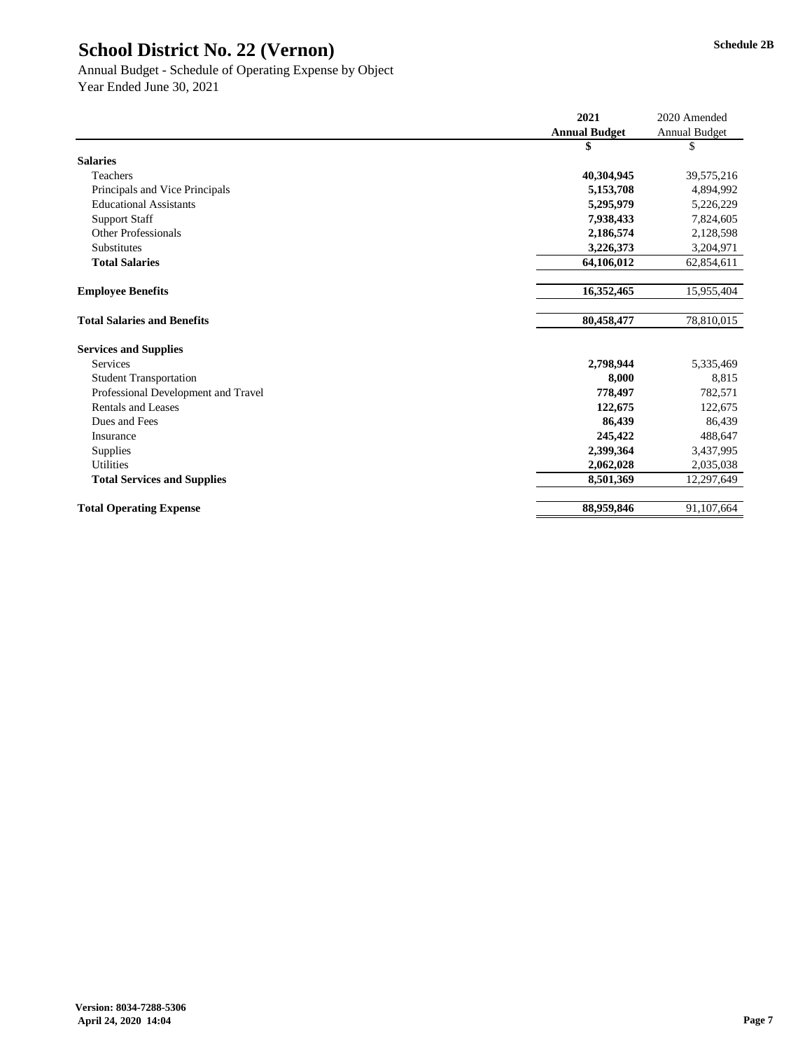# School District No. 22 (Vernon)

Schedule 2B

Annual Budget - Schedule of Operating Expense by Object
Year Ended June 30, 2021

| | 2021 Annual Budget | 2020 Amended Annual Budget |
|---|---|---|
| | $ | $ |
| **Salaries** | | |
| Teachers | **40,304,945** | 39,575,216 |
| Principals and Vice Principals | **5,153,708** | 4,894,992 |
| Educational Assistants | **5,295,979** | 5,226,229 |
| Support Staff | **7,938,433** | 7,824,605 |
| Other Professionals | **2,186,574** | 2,128,598 |
| Substitutes | **3,226,373** | 3,204,971 |
| **Total Salaries** | **64,106,012** | 62,854,611 |
| | | |
| **Employee Benefits** | **16,352,465** | 15,955,404 |
| | | |
| **Total Salaries and Benefits** | **80,458,477** | 78,810,015 |
| | | |
| **Services and Supplies** | | |
| Services | **2,798,944** | 5,335,469 |
| Student Transportation | **8,000** | 8,815 |
| Professional Development and Travel | **778,497** | 782,571 |
| Rentals and Leases | **122,675** | 122,675 |
| Dues and Fees | **86,439** | 86,439 |
| Insurance | **245,422** | 488,647 |
| Supplies | **2,399,364** | 3,437,995 |
| Utilities | **2,062,028** | 2,035,038 |
| **Total Services and Supplies** | **8,501,369** | 12,297,649 |
| | | |
| **Total Operating Expense** | **88,959,846** | 91,107,664 |

**Version: 8034-7288-5306**
**April 24, 2020 14:04**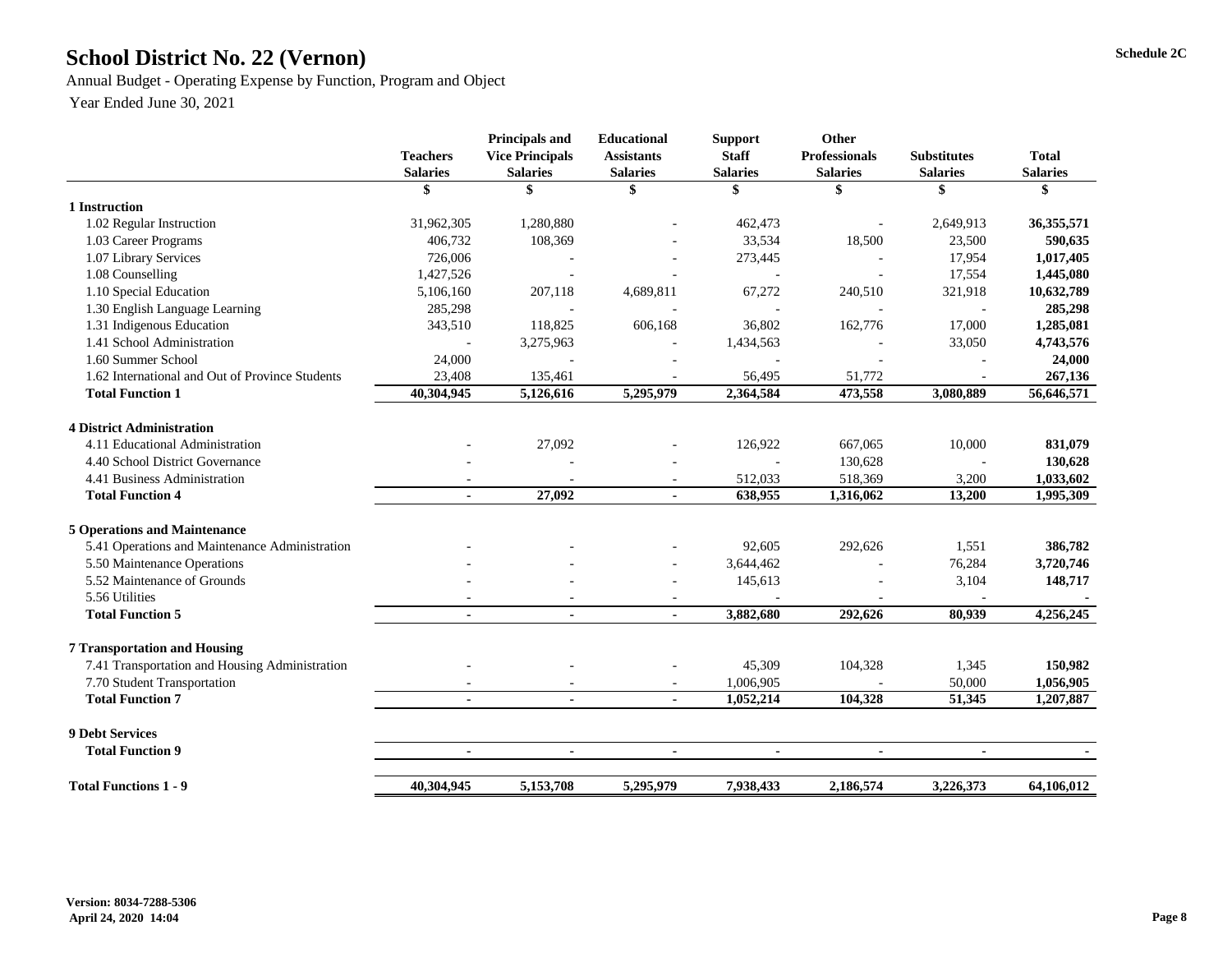# School District No. 22 (Vernon)

Schedule 2C

Annual Budget - Operating Expense by Function, Program and Object

Year Ended June 30, 2021

| | Teachers Salaries | Principals and Vice Principals Salaries | Educational Assistants Salaries | Support Staff Salaries | Other Professionals Salaries | Substitutes Salaries | Total Salaries |
|---|---|---|---|---|---|---|---|
| | $ | $ | $ | $ | $ | $ | $ |
| **1 Instruction** | | | | | | | |
| 1.02 Regular Instruction | 31,962,305 | 1,280,880 | - | 462,473 | - | 2,649,913 | **36,355,571** |
| 1.03 Career Programs | 406,732 | 108,369 | - | 33,534 | 18,500 | 23,500 | **590,635** |
| 1.07 Library Services | 726,006 | - | - | 273,445 | - | 17,954 | **1,017,405** |
| 1.08 Counselling | 1,427,526 | - | - | - | - | 17,554 | **1,445,080** |
| 1.10 Special Education | 5,106,160 | 207,118 | 4,689,811 | 67,272 | 240,510 | 321,918 | **10,632,789** |
| 1.30 English Language Learning | 285,298 | - | - | - | - | - | **285,298** |
| 1.31 Indigenous Education | 343,510 | 118,825 | 606,168 | 36,802 | 162,776 | 17,000 | **1,285,081** |
| 1.41 School Administration | - | 3,275,963 | - | 1,434,563 | - | 33,050 | **4,743,576** |
| 1.60 Summer School | 24,000 | - | - | - | - | - | **24,000** |
| 1.62 International and Out of Province Students | 23,408 | 135,461 | - | 56,495 | 51,772 | - | **267,136** |
| **Total Function 1** | **40,304,945** | **5,126,616** | **5,295,979** | **2,364,584** | **473,558** | **3,080,889** | **56,646,571** |
| **4 District Administration** | | | | | | | |
| 4.11 Educational Administration | - | 27,092 | - | 126,922 | 667,065 | 10,000 | **831,079** |
| 4.40 School District Governance | - | - | - | - | 130,628 | - | **130,628** |
| 4.41 Business Administration | - | - | - | 512,033 | 518,369 | 3,200 | **1,033,602** |
| **Total Function 4** | **-** | **27,092** | **-** | **638,955** | **1,316,062** | **13,200** | **1,995,309** |
| **5 Operations and Maintenance** | | | | | | | |
| 5.41 Operations and Maintenance Administration | - | - | - | 92,605 | 292,626 | 1,551 | **386,782** |
| 5.50 Maintenance Operations | - | - | - | 3,644,462 | - | 76,284 | **3,720,746** |
| 5.52 Maintenance of Grounds | - | - | - | 145,613 | - | 3,104 | **148,717** |
| 5.56 Utilities | - | - | - | - | - | - | **-** |
| **Total Function 5** | **-** | **-** | **-** | **3,882,680** | **292,626** | **80,939** | **4,256,245** |
| **7 Transportation and Housing** | | | | | | | |
| 7.41 Transportation and Housing Administration | - | - | - | 45,309 | 104,328 | 1,345 | **150,982** |
| 7.70 Student Transportation | - | - | - | 1,006,905 | - | 50,000 | **1,056,905** |
| **Total Function 7** | **-** | **-** | **-** | **1,052,214** | **104,328** | **51,345** | **1,207,887** |
| **9 Debt Services** | | | | | | | |
| **Total Function 9** | **-** | **-** | **-** | **-** | **-** | **-** | **-** |
| **Total Functions 1 - 9** | **40,304,945** | **5,153,708** | **5,295,979** | **7,938,433** | **2,186,574** | **3,226,373** | **64,106,012** |

**Version: 8034-7288-5306**
**April 24, 2020 14:04**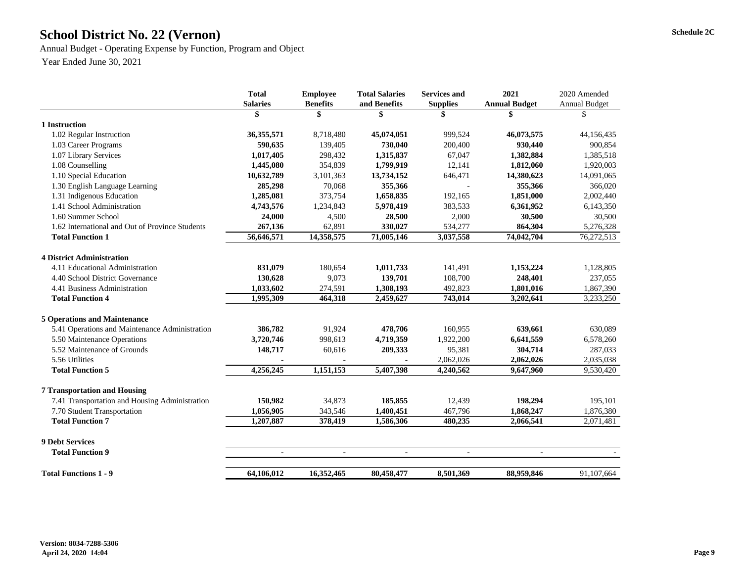Schedule 2C

# School District No. 22 (Vernon)

Annual Budget - Operating Expense by Function, Program and Object

Year Ended June 30, 2021

| | Total Salaries | Employee Benefits | Total Salaries and Benefits | Services and Supplies | 2021 Annual Budget | 2020 Amended Annual Budget |
|---|---|---|---|---|---|---|
| | $ | $ | $ | $ | $ | $ |
| **1 Instruction** | | | | | | |
| 1.02 Regular Instruction | **36,355,571** | 8,718,480 | **45,074,051** | 999,524 | **46,073,575** | 44,156,435 |
| 1.03 Career Programs | **590,635** | 139,405 | **730,040** | 200,400 | **930,440** | 900,854 |
| 1.07 Library Services | **1,017,405** | 298,432 | **1,315,837** | 67,047 | **1,382,884** | 1,385,518 |
| 1.08 Counselling | **1,445,080** | 354,839 | **1,799,919** | 12,141 | **1,812,060** | 1,920,003 |
| 1.10 Special Education | **10,632,789** | 3,101,363 | **13,734,152** | 646,471 | **14,380,623** | 14,091,065 |
| 1.30 English Language Learning | **285,298** | 70,068 | **355,366** | - | **355,366** | 366,020 |
| 1.31 Indigenous Education | **1,285,081** | 373,754 | **1,658,835** | 192,165 | **1,851,000** | 2,002,440 |
| 1.41 School Administration | **4,743,576** | 1,234,843 | **5,978,419** | 383,533 | **6,361,952** | 6,143,350 |
| 1.60 Summer School | **24,000** | 4,500 | **28,500** | 2,000 | **30,500** | 30,500 |
| 1.62 International and Out of Province Students | **267,136** | 62,891 | **330,027** | 534,277 | **864,304** | 5,276,328 |
| **Total Function 1** | **56,646,571** | **14,358,575** | **71,005,146** | **3,037,558** | **74,042,704** | 76,272,513 |
| **4 District Administration** | | | | | | |
| 4.11 Educational Administration | **831,079** | 180,654 | **1,011,733** | 141,491 | **1,153,224** | 1,128,805 |
| 4.40 School District Governance | **130,628** | 9,073 | **139,701** | 108,700 | **248,401** | 237,055 |
| 4.41 Business Administration | **1,033,602** | 274,591 | **1,308,193** | 492,823 | **1,801,016** | 1,867,390 |
| **Total Function 4** | **1,995,309** | **464,318** | **2,459,627** | **743,014** | **3,202,641** | 3,233,250 |
| **5 Operations and Maintenance** | | | | | | |
| 5.41 Operations and Maintenance Administration | **386,782** | 91,924 | **478,706** | 160,955 | **639,661** | 630,089 |
| 5.50 Maintenance Operations | **3,720,746** | 998,613 | **4,719,359** | 1,922,200 | **6,641,559** | 6,578,260 |
| 5.52 Maintenance of Grounds | **148,717** | 60,616 | **209,333** | 95,381 | **304,714** | 287,033 |
| 5.56 Utilities | **-** | - | **-** | 2,062,026 | **2,062,026** | 2,035,038 |
| **Total Function 5** | **4,256,245** | **1,151,153** | **5,407,398** | **4,240,562** | **9,647,960** | 9,530,420 |
| **7 Transportation and Housing** | | | | | | |
| 7.41 Transportation and Housing Administration | **150,982** | 34,873 | **185,855** | 12,439 | **198,294** | 195,101 |
| 7.70 Student Transportation | **1,056,905** | 343,546 | **1,400,451** | 467,796 | **1,868,247** | 1,876,380 |
| **Total Function 7** | **1,207,887** | **378,419** | **1,586,306** | **480,235** | **2,066,541** | 2,071,481 |
| **9 Debt Services** | | | | | | |
| **Total Function 9** | **-** | **-** | **-** | **-** | **-** | - |
| **Total Functions 1 - 9** | **64,106,012** | **16,352,465** | **80,458,477** | **8,501,369** | **88,959,846** | 91,107,664 |

**Version: 8034-7288-5306**
**April 24, 2020 14:04**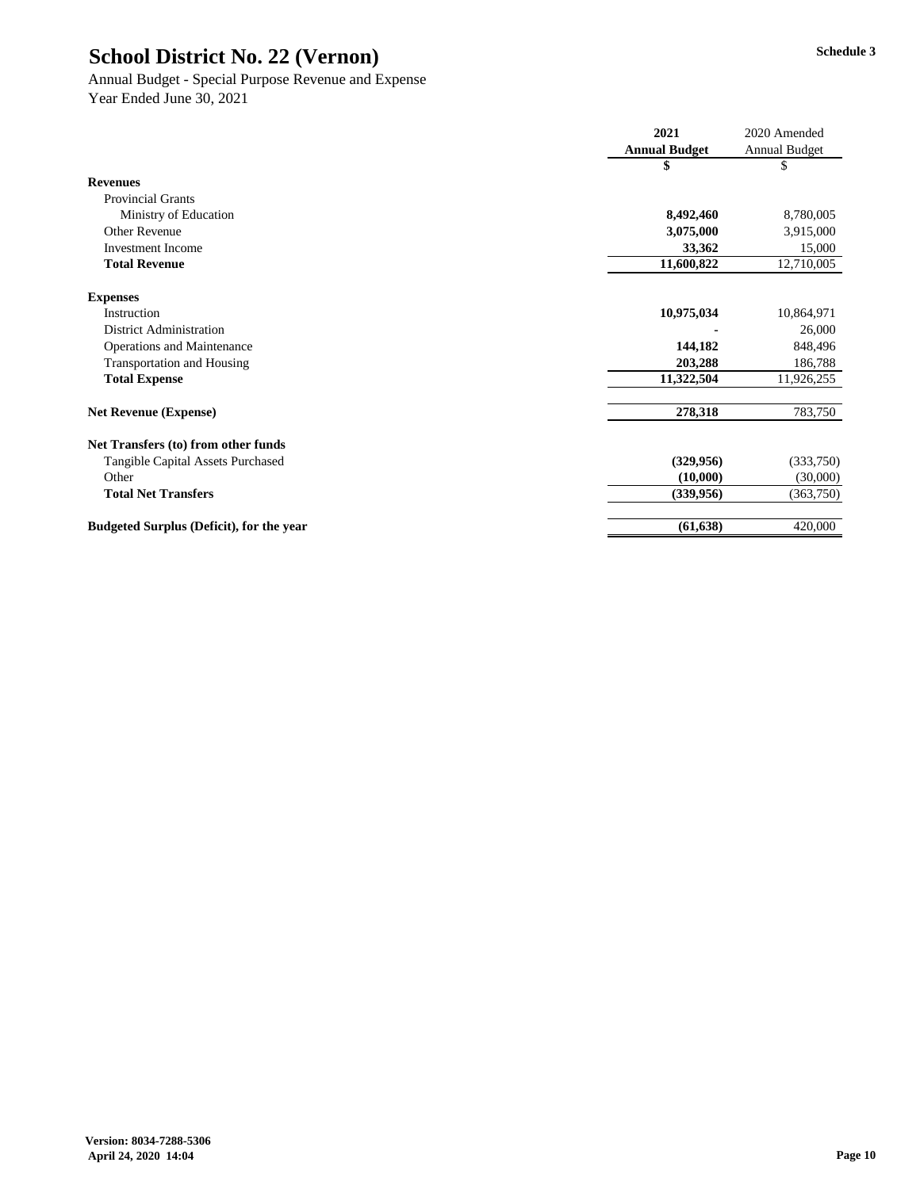# School District No. 22 (Vernon)

**Schedule 3**

Annual Budget - Special Purpose Revenue and Expense
Year Ended June 30, 2021

| | 2021 Annual Budget | 2020 Amended Annual Budget |
|---|---|---|
| | $ | $ |
| **Revenues** | | |
| Provincial Grants | | |
| Ministry of Education | **8,492,460** | 8,780,005 |
| Other Revenue | **3,075,000** | 3,915,000 |
| Investment Income | **33,362** | 15,000 |
| **Total Revenue** | **11,600,822** | 12,710,005 |
| **Expenses** | | |
| Instruction | **10,975,034** | 10,864,971 |
| District Administration | **-** | 26,000 |
| Operations and Maintenance | **144,182** | 848,496 |
| Transportation and Housing | **203,288** | 186,788 |
| **Total Expense** | **11,322,504** | 11,926,255 |
| **Net Revenue (Expense)** | **278,318** | 783,750 |
| **Net Transfers (to) from other funds** | | |
| Tangible Capital Assets Purchased | **(329,956)** | (333,750) |
| Other | **(10,000)** | (30,000) |
| **Total Net Transfers** | **(339,956)** | (363,750) |
| **Budgeted Surplus (Deficit), for the year** | **(61,638)** | 420,000 |

**Version: 8034-7288-5306**
**April 24, 2020 14:04**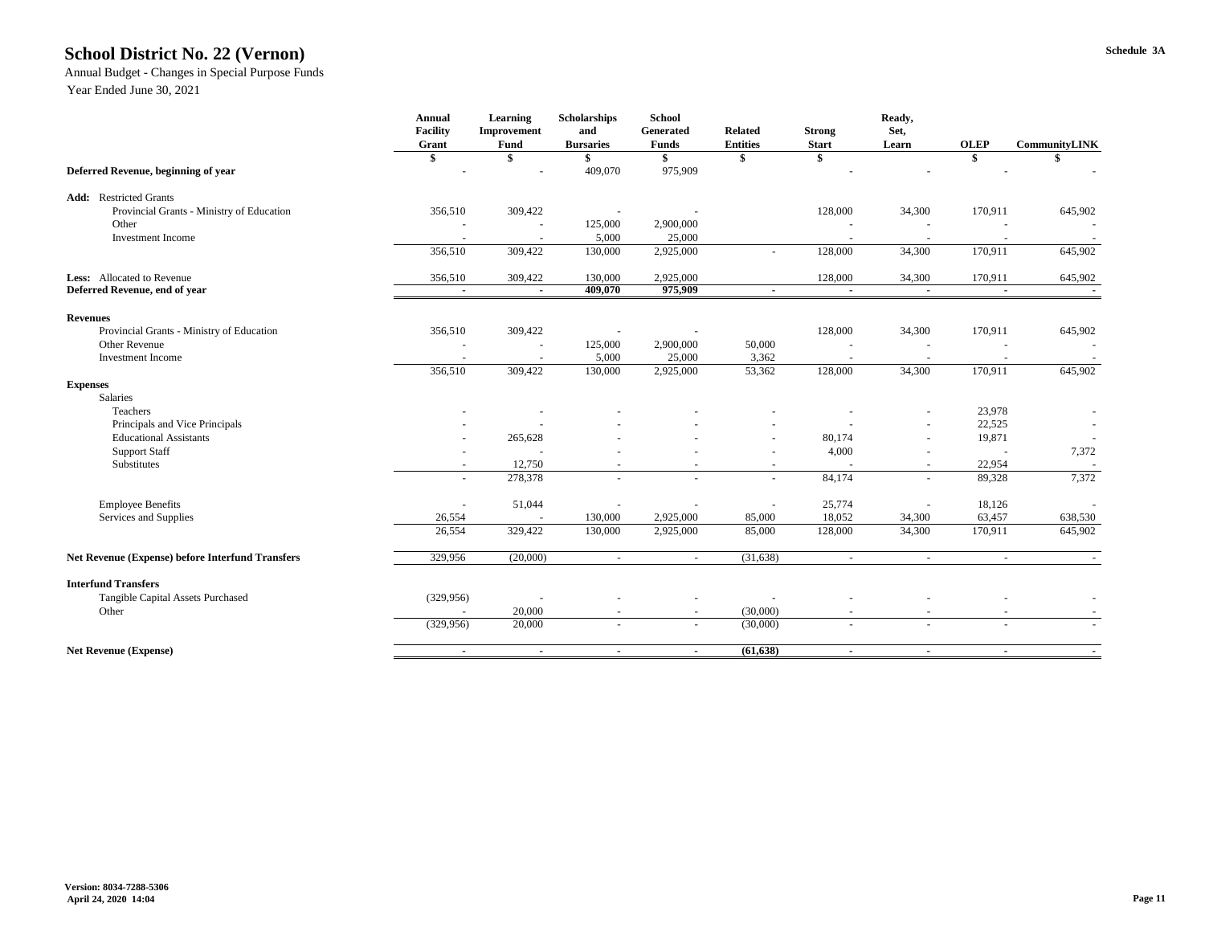# School District No. 22 (Vernon)

Annual Budget - Changes in Special Purpose Funds

Year Ended June 30, 2021

Schedule 3A

| | Annual Facility Grant | Learning Improvement Fund | Scholarships and Bursaries | School Generated Funds | Related Entities | Strong Start | Ready, Set, Learn | OLEP | CommunityLINK |
|---|---|---|---|---|---|---|---|---|---|
| | $ | $ | $ | $ | $ | $ | | $ | $ |
| **Deferred Revenue, beginning of year** | - | - | 409,070 | 975,909 | | - | - | - | - |
| **Add:** Restricted Grants | | | | | | | | | |
| Provincial Grants - Ministry of Education | 356,510 | 309,422 | - | - | | 128,000 | 34,300 | 170,911 | 645,902 |
| Other | - | - | 125,000 | 2,900,000 | | - | - | - | - |
| Investment Income | - | - | 5,000 | 25,000 | | - | - | - | - |
| | 356,510 | 309,422 | 130,000 | 2,925,000 | - | 128,000 | 34,300 | 170,911 | 645,902 |
| **Less:** Allocated to Revenue | 356,510 | 309,422 | 130,000 | 2,925,000 | | 128,000 | 34,300 | 170,911 | 645,902 |
| **Deferred Revenue, end of year** | - | - | **409,070** | **975,909** | - | - | - | - | - |
| **Revenues** | | | | | | | | | |
| Provincial Grants - Ministry of Education | 356,510 | 309,422 | - | - | | 128,000 | 34,300 | 170,911 | 645,902 |
| Other Revenue | - | - | 125,000 | 2,900,000 | 50,000 | - | - | - | - |
| Investment Income | - | - | 5,000 | 25,000 | 3,362 | - | - | - | - |
| | 356,510 | 309,422 | 130,000 | 2,925,000 | 53,362 | 128,000 | 34,300 | 170,911 | 645,902 |
| **Expenses** | | | | | | | | | |
| Salaries | | | | | | | | | |
| Teachers | - | - | - | - | - | - | - | 23,978 | - |
| Principals and Vice Principals | - | - | - | - | - | - | - | 22,525 | - |
| Educational Assistants | - | 265,628 | - | - | - | 80,174 | - | 19,871 | - |
| Support Staff | - | - | - | - | - | 4,000 | - | - | 7,372 |
| Substitutes | - | 12,750 | - | - | - | - | - | 22,954 | - |
| | - | 278,378 | - | - | - | 84,174 | - | 89,328 | 7,372 |
| Employee Benefits | - | 51,044 | - | - | - | 25,774 | - | 18,126 | - |
| Services and Supplies | 26,554 | - | 130,000 | 2,925,000 | 85,000 | 18,052 | 34,300 | 63,457 | 638,530 |
| | 26,554 | 329,422 | 130,000 | 2,925,000 | 85,000 | 128,000 | 34,300 | 170,911 | 645,902 |
| **Net Revenue (Expense) before Interfund Transfers** | 329,956 | (20,000) | - | - | (31,638) | - | - | - | - |
| **Interfund Transfers** | | | | | | | | | |
| Tangible Capital Assets Purchased | (329,956) | - | - | - | - | - | - | - | - |
| Other | - | 20,000 | - | - | (30,000) | - | - | - | - |
| | (329,956) | 20,000 | - | - | (30,000) | - | - | - | - |
| **Net Revenue (Expense)** | - | - | - | - | **(61,638)** | - | - | - | - |

Version: 8034-7288-5306
April 24, 2020 14:04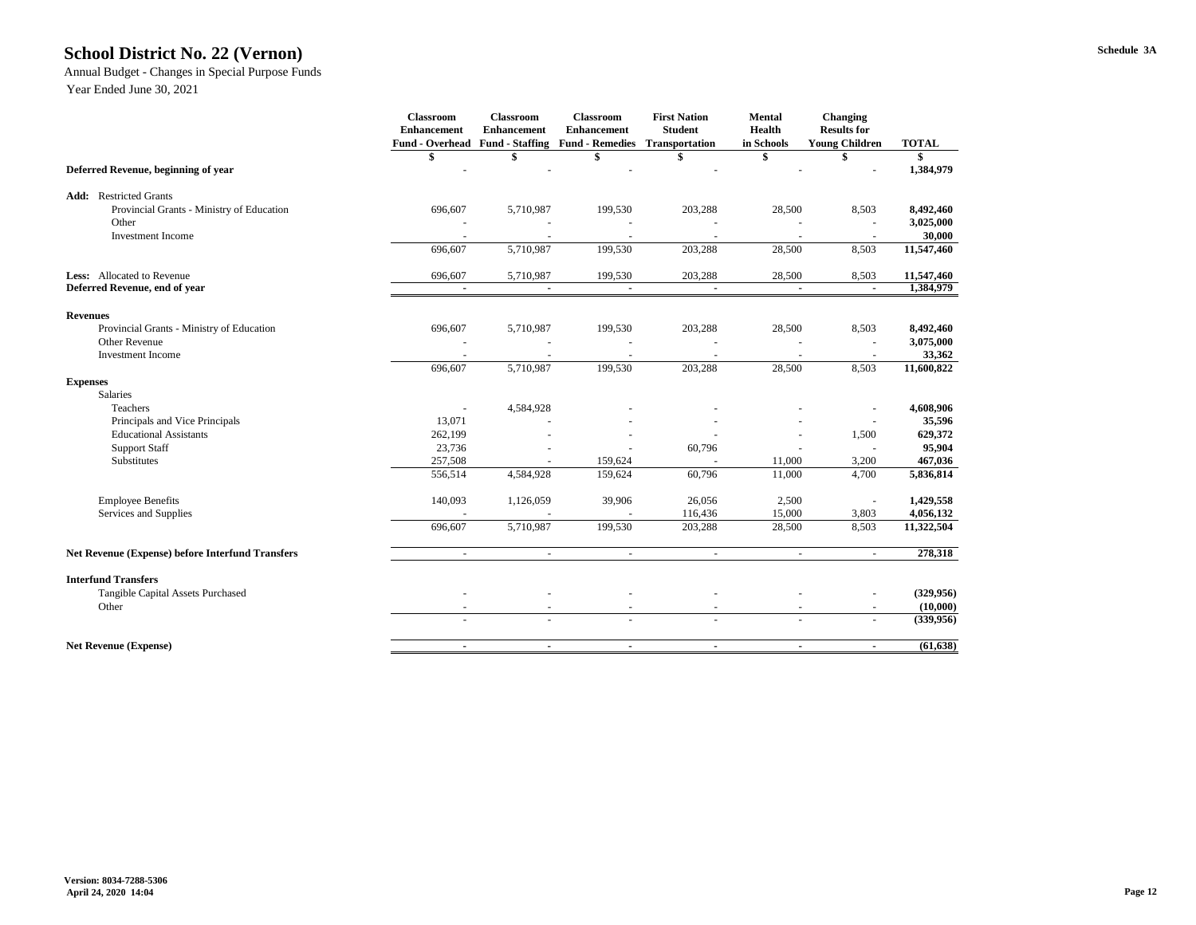# School District No. 22 (Vernon)

Schedule 3A

Annual Budget - Changes in Special Purpose Funds
Year Ended June 30, 2021

| | Classroom Enhancement Fund - Overhead | Classroom Enhancement Fund - Staffing | Classroom Enhancement Fund - Remedies | First Nation Student Transportation | Mental Health in Schools | Changing Results for Young Children | TOTAL |
|---|---|---|---|---|---|---|---|
| | $ | $ | $ | $ | $ | $ | $ |
| **Deferred Revenue, beginning of year** | - | - | - | - | - | - | **1,384,979** |
| **Add:** Restricted Grants | | | | | | | |
| Provincial Grants - Ministry of Education | 696,607 | 5,710,987 | 199,530 | 203,288 | 28,500 | 8,503 | **8,492,460** |
| Other | - | - | - | - | - | - | **3,025,000** |
| Investment Income | - | - | - | - | - | - | **30,000** |
| | 696,607 | 5,710,987 | 199,530 | 203,288 | 28,500 | 8,503 | **11,547,460** |
| **Less:** Allocated to Revenue | 696,607 | 5,710,987 | 199,530 | 203,288 | 28,500 | 8,503 | **11,547,460** |
| **Deferred Revenue, end of year** | - | - | - | - | - | - | **1,384,979** |
| **Revenues** | | | | | | | |
| Provincial Grants - Ministry of Education | 696,607 | 5,710,987 | 199,530 | 203,288 | 28,500 | 8,503 | **8,492,460** |
| Other Revenue | - | - | - | - | - | - | **3,075,000** |
| Investment Income | - | - | - | - | - | - | **33,362** |
| | 696,607 | 5,710,987 | 199,530 | 203,288 | 28,500 | 8,503 | **11,600,822** |
| **Expenses** | | | | | | | |
| Salaries | | | | | | | |
| Teachers | - | 4,584,928 | - | - | - | - | **4,608,906** |
| Principals and Vice Principals | 13,071 | - | - | - | - | - | **35,596** |
| Educational Assistants | 262,199 | - | - | - | - | 1,500 | **629,372** |
| Support Staff | 23,736 | - | - | 60,796 | - | - | **95,904** |
| Substitutes | 257,508 | - | 159,624 | - | 11,000 | 3,200 | **467,036** |
| | 556,514 | 4,584,928 | 159,624 | 60,796 | 11,000 | 4,700 | **5,836,814** |
| Employee Benefits | 140,093 | 1,126,059 | 39,906 | 26,056 | 2,500 | - | **1,429,558** |
| Services and Supplies | - | - | - | 116,436 | 15,000 | 3,803 | **4,056,132** |
| | 696,607 | 5,710,987 | 199,530 | 203,288 | 28,500 | 8,503 | **11,322,504** |
| **Net Revenue (Expense) before Interfund Transfers** | - | - | - | - | - | - | **278,318** |
| **Interfund Transfers** | | | | | | | |
| Tangible Capital Assets Purchased | - | - | - | - | - | - | **(329,956)** |
| Other | - | - | - | - | - | - | **(10,000)** |
| | - | - | - | - | - | - | **(339,956)** |
| **Net Revenue (Expense)** | - | - | - | - | - | - | **(61,638)** |

**Version: 8034-7288-5306**
**April 24, 2020 14:04**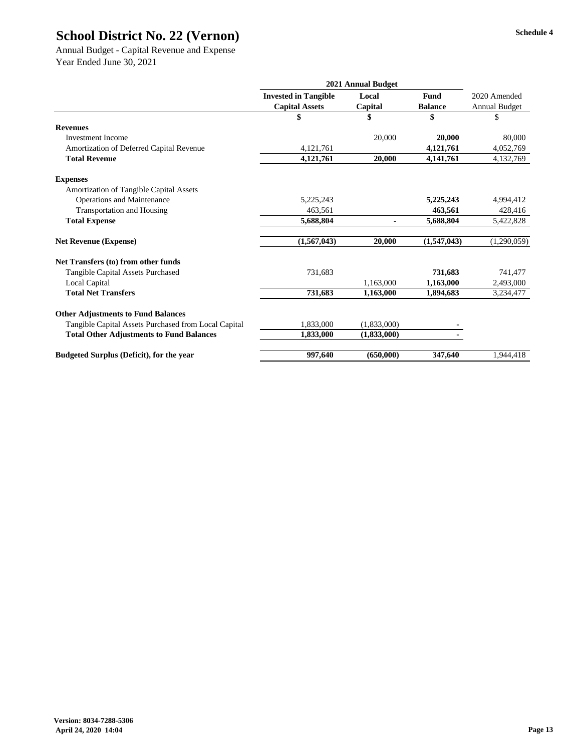# School District No. 22 (Vernon)

Schedule 4

Annual Budget - Capital Revenue and Expense
Year Ended June 30, 2021

| | 2021 Annual Budget | | | |
|---|---|---|---|---|
| | **Invested in Tangible Capital Assets** | **Local Capital** | **Fund Balance** | 2020 Amended Annual Budget |
| | **$** | **$** | **$** | $ |
| **Revenues** | | | | |
| Investment Income | | 20,000 | **20,000** | 80,000 |
| Amortization of Deferred Capital Revenue | 4,121,761 | | **4,121,761** | 4,052,769 |
| **Total Revenue** | **4,121,761** | **20,000** | **4,141,761** | 4,132,769 |
| | | | | |
| **Expenses** | | | | |
| Amortization of Tangible Capital Assets | | | | |
| Operations and Maintenance | 5,225,243 | | **5,225,243** | 4,994,412 |
| Transportation and Housing | 463,561 | | **463,561** | 428,416 |
| **Total Expense** | **5,688,804** | **-** | **5,688,804** | 5,422,828 |
| | | | | |
| **Net Revenue (Expense)** | **(1,567,043)** | **20,000** | **(1,547,043)** | (1,290,059) |
| | | | | |
| **Net Transfers (to) from other funds** | | | | |
| Tangible Capital Assets Purchased | 731,683 | | **731,683** | 741,477 |
| Local Capital | | 1,163,000 | **1,163,000** | 2,493,000 |
| **Total Net Transfers** | **731,683** | **1,163,000** | **1,894,683** | 3,234,477 |
| | | | | |
| **Other Adjustments to Fund Balances** | | | | |
| Tangible Capital Assets Purchased from Local Capital | 1,833,000 | (1,833,000) | **-** | |
| **Total Other Adjustments to Fund Balances** | **1,833,000** | **(1,833,000)** | **-** | |
| | | | | |
| **Budgeted Surplus (Deficit), for the year** | **997,640** | **(650,000)** | **347,640** | 1,944,418 |

**Version: 8034-7288-5306**
**April 24, 2020 14:04**